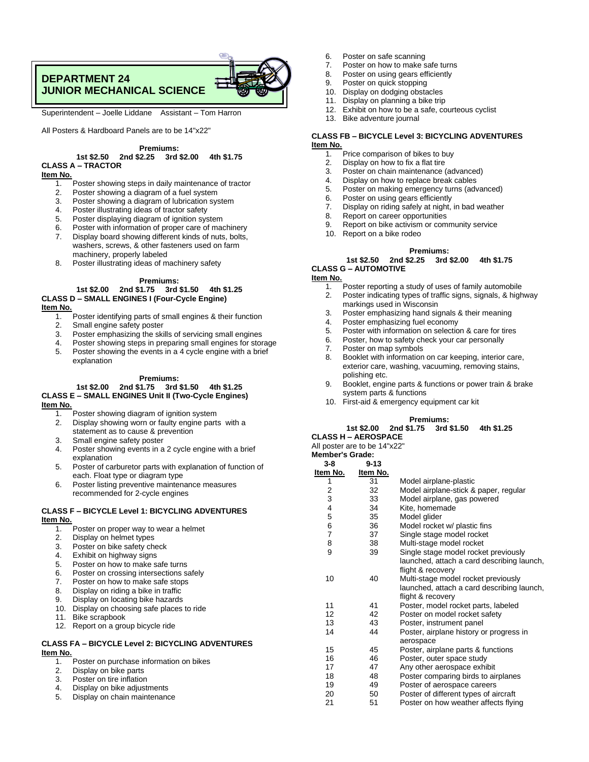# DEPARTMENT 24
# JUNIOR MECHANICAL SCIENCE

Superintendent – Joelle Liddane    Assistant – Tom Harron

All Posters & Hardboard Panels are to be 14"x22"

**Premiums:**
**1st $2.50 2nd $2.25 3rd $2.00 4th $1.75**

### CLASS A – TRACTOR

**Item No.**

1. Poster showing steps in daily maintenance of tractor
2. Poster showing a diagram of a fuel system
3. Poster showing a diagram of lubrication system
4. Poster illustrating ideas of tractor safety
5. Poster displaying diagram of ignition system
6. Poster with information of proper care of machinery
7. Display board showing different kinds of nuts, bolts, washers, screws, & other fasteners used on farm machinery, properly labeled
8. Poster illustrating ideas of machinery safety

**Premiums:**
**1st $2.00 2nd $1.75 3rd $1.50 4th $1.25**

### CLASS D – SMALL ENGINES I (Four-Cycle Engine)

**Item No.**

1. Poster identifying parts of small engines & their function
2. Small engine safety poster
3. Poster emphasizing the skills of servicing small engines
4. Poster showing steps in preparing small engines for storage
5. Poster showing the events in a 4 cycle engine with a brief explanation

**Premiums:**
**1st $2.00 2nd $1.75 3rd $1.50 4th $1.25**

### CLASS E – SMALL ENGINES Unit II (Two-Cycle Engines)

**Item No.**

1. Poster showing diagram of ignition system
2. Display showing worn or faulty engine parts with a statement as to cause & prevention
3. Small engine safety poster
4. Poster showing events in a 2 cycle engine with a brief explanation
5. Poster of carburetor parts with explanation of function of each. Float type or diagram type
6. Poster listing preventive maintenance measures recommended for 2-cycle engines

### CLASS F – BICYCLE Level 1: BICYCLING ADVENTURES

**Item No.**

1. Poster on proper way to wear a helmet
2. Display on helmet types
3. Poster on bike safety check
4. Exhibit on highway signs
5. Poster on how to make safe turns
6. Poster on crossing intersections safely
7. Poster on how to make safe stops
8. Display on riding a bike in traffic
9. Display on locating bike hazards
10. Display on choosing safe places to ride
11. Bike scrapbook
12. Report on a group bicycle ride

### CLASS FA – BICYCLE Level 2: BICYCLING ADVENTURES

**Item No.**

1. Poster on purchase information on bikes
2. Display on bike parts
3. Poster on tire inflation
4. Display on bike adjustments
5. Display on chain maintenance
6. Poster on safe scanning
7. Poster on how to make safe turns
8. Poster on using gears efficiently
9. Poster on quick stopping
10. Display on dodging obstacles
11. Display on planning a bike trip
12. Exhibit on how to be a safe, courteous cyclist
13. Bike adventure journal

### CLASS FB – BICYCLE Level 3: BICYCLING ADVENTURES

**Item No.**

1. Price comparison of bikes to buy
2. Display on how to fix a flat tire
3. Poster on chain maintenance (advanced)
4. Display on how to replace break cables
5. Poster on making emergency turns (advanced)
6. Poster on using gears efficiently
7. Display on riding safely at night, in bad weather
8. Report on career opportunities
9. Report on bike activism or community service
10. Report on a bike rodeo

**Premiums:**
**1st $2.50 2nd $2.25 3rd $2.00 4th $1.75**

### CLASS G – AUTOMOTIVE

**Item No.**

1. Poster reporting a study of uses of family automobile
2. Poster indicating types of traffic signs, signals, & highway markings used in Wisconsin
3. Poster emphasizing hand signals & their meaning
4. Poster emphasizing fuel economy
5. Poster with information on selection & care for tires
6. Poster, how to safety check your car personally
7. Poster on map symbols
8. Booklet with information on car keeping, interior care, exterior care, washing, vacuuming, removing stains, polishing etc.
9. Booklet, engine parts & functions or power train & brake system parts & functions
10. First-aid & emergency equipment car kit

**Premiums:**
**1st $2.00 2nd $1.75 3rd $1.50 4th $1.25**

### CLASS H – AEROSPACE

All poster are to be 14"x22"

**Member's Grade:**

| 3-8 Item No. | 9-13 Item No. | |
|---|---|---|
| 1 | 31 | Model airplane-plastic |
| 2 | 32 | Model airplane-stick & paper, regular |
| 3 | 33 | Model airplane, gas powered |
| 4 | 34 | Kite, homemade |
| 5 | 35 | Model glider |
| 6 | 36 | Model rocket w/ plastic fins |
| 7 | 37 | Single stage model rocket |
| 8 | 38 | Multi-stage model rocket |
| 9 | 39 | Single stage model rocket previously launched, attach a card describing launch, flight & recovery |
| 10 | 40 | Multi-stage model rocket previously launched, attach a card describing launch, flight & recovery |
| 11 | 41 | Poster, model rocket parts, labeled |
| 12 | 42 | Poster on model rocket safety |
| 13 | 43 | Poster, instrument panel |
| 14 | 44 | Poster, airplane history or progress in aerospace |
| 15 | 45 | Poster, airplane parts & functions |
| 16 | 46 | Poster, outer space study |
| 17 | 47 | Any other aerospace exhibit |
| 18 | 48 | Poster comparing birds to airplanes |
| 19 | 49 | Poster of aerospace careers |
| 20 | 50 | Poster of different types of aircraft |
| 21 | 51 | Poster on how weather affects flying |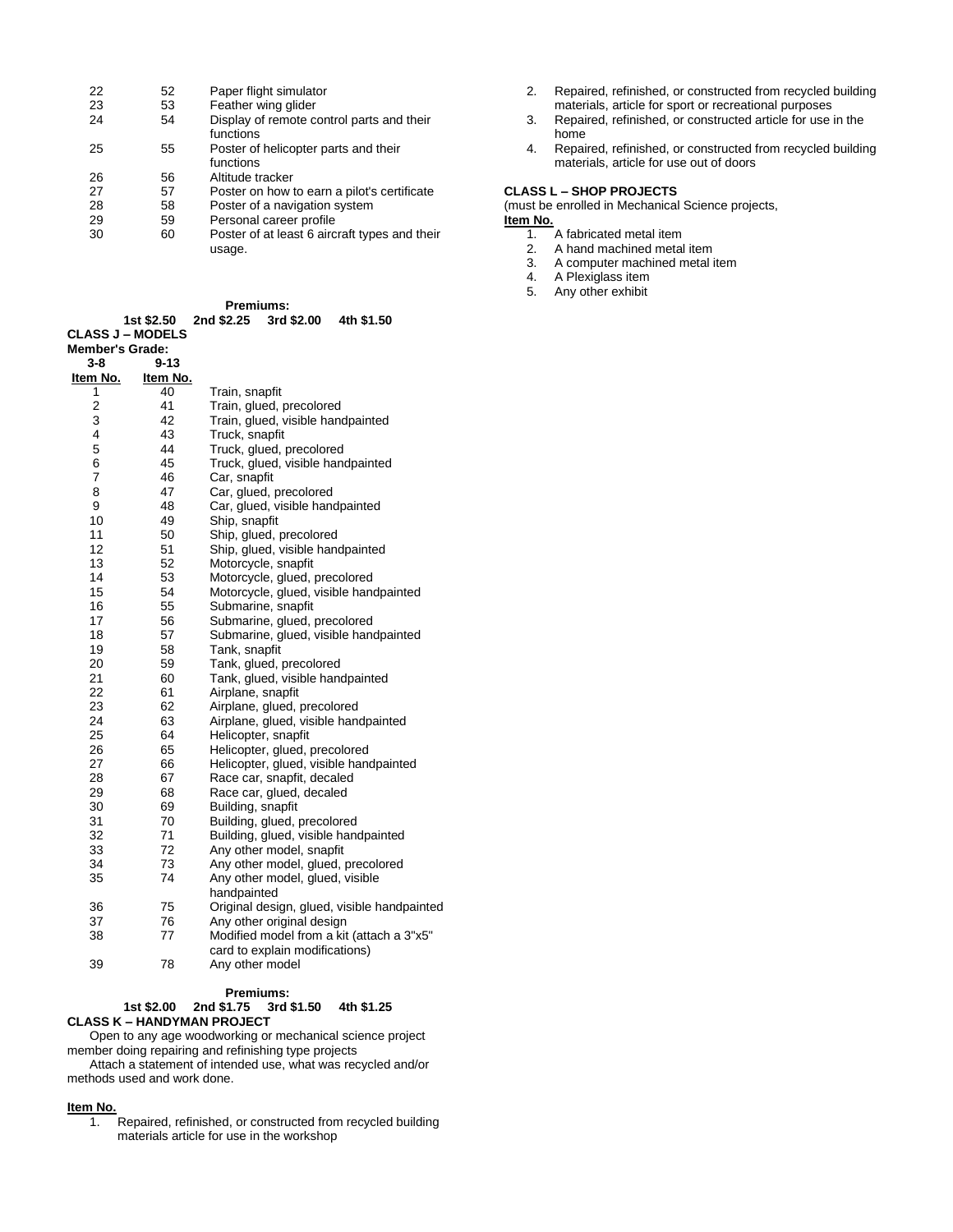| | | |
|---|---|---|
| 22 | 52 | Paper flight simulator |
| 23 | 53 | Feather wing glider |
| 24 | 54 | Display of remote control parts and their functions |
| 25 | 55 | Poster of helicopter parts and their functions |
| 26 | 56 | Altitude tracker |
| 27 | 57 | Poster on how to earn a pilot's certificate |
| 28 | 58 | Poster of a navigation system |
| 29 | 59 | Personal career profile |
| 30 | 60 | Poster of at least 6 aircraft types and their usage. |

**Premiums:**
**1st \$2.50 2nd \$2.25 3rd \$2.00 4th \$1.50**

**CLASS J – MODELS**

| Member's Grade: 3-8 Item No. | 9-13 Item No. | |
|---|---|---|
| 1 | 40 | Train, snapfit |
| 2 | 41 | Train, glued, precolored |
| 3 | 42 | Train, glued, visible handpainted |
| 4 | 43 | Truck, snapfit |
| 5 | 44 | Truck, glued, precolored |
| 6 | 45 | Truck, glued, visible handpainted |
| 7 | 46 | Car, snapfit |
| 8 | 47 | Car, glued, precolored |
| 9 | 48 | Car, glued, visible handpainted |
| 10 | 49 | Ship, snapfit |
| 11 | 50 | Ship, glued, precolored |
| 12 | 51 | Ship, glued, visible handpainted |
| 13 | 52 | Motorcycle, snapfit |
| 14 | 53 | Motorcycle, glued, precolored |
| 15 | 54 | Motorcycle, glued, visible handpainted |
| 16 | 55 | Submarine, snapfit |
| 17 | 56 | Submarine, glued, precolored |
| 18 | 57 | Submarine, glued, visible handpainted |
| 19 | 58 | Tank, snapfit |
| 20 | 59 | Tank, glued, precolored |
| 21 | 60 | Tank, glued, visible handpainted |
| 22 | 61 | Airplane, snapfit |
| 23 | 62 | Airplane, glued, precolored |
| 24 | 63 | Airplane, glued, visible handpainted |
| 25 | 64 | Helicopter, snapfit |
| 26 | 65 | Helicopter, glued, precolored |
| 27 | 66 | Helicopter, glued, visible handpainted |
| 28 | 67 | Race car, snapfit, decaled |
| 29 | 68 | Race car, glued, decaled |
| 30 | 69 | Building, snapfit |
| 31 | 70 | Building, glued, precolored |
| 32 | 71 | Building, glued, visible handpainted |
| 33 | 72 | Any other model, snapfit |
| 34 | 73 | Any other model, glued, precolored |
| 35 | 74 | Any other model, glued, visible handpainted |
| 36 | 75 | Original design, glued, visible handpainted |
| 37 | 76 | Any other original design |
| 38 | 77 | Modified model from a kit (attach a 3"x5" card to explain modifications) |
| 39 | 78 | Any other model |

**Premiums:**
**1st \$2.00 2nd \$1.75 3rd \$1.50 4th \$1.25**

**CLASS K – HANDYMAN PROJECT**

Open to any age woodworking or mechanical science project member doing repairing and refinishing type projects

Attach a statement of intended use, what was recycled and/or methods used and work done.

**Item No.**

1. Repaired, refinished, or constructed from recycled building materials article for use in the workshop
2. Repaired, refinished, or constructed from recycled building materials, article for sport or recreational purposes
3. Repaired, refinished, or constructed article for use in the home
4. Repaired, refinished, or constructed from recycled building materials, article for use out of doors

**CLASS L – SHOP PROJECTS**

(must be enrolled in Mechanical Science projects,

**Item No.**

1. A fabricated metal item
2. A hand machined metal item
3. A computer machined metal item
4. A Plexiglass item
5. Any other exhibit